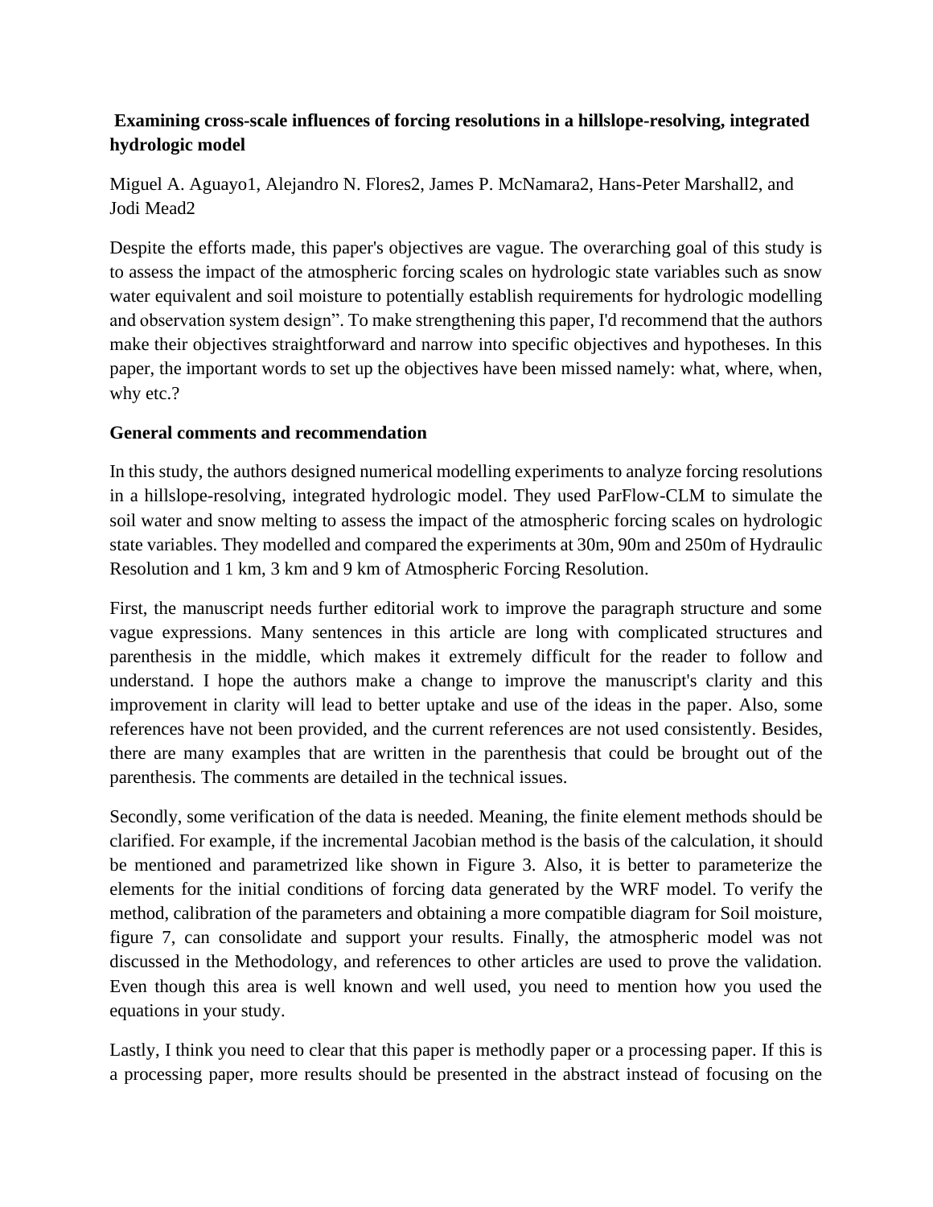**Examining cross-scale influences of forcing resolutions in a hillslope-resolving, integrated hydrologic model**

Miguel A. Aguayo[1], Alejandro N. Flores[2], James P. McNamara[2], Hans-Peter Marshall[2], and Jodi Mead[2]

Despite the efforts made, this paper's objectives are vague. The overarching goal of this study is to assess the impact of the atmospheric forcing scales on hydrologic state variables such as snow water equivalent and soil moisture to potentially establish requirements for hydrologic modelling and observation system design". To make strengthening this paper, I'd recommend that the authors make their objectives straightforward and narrow into specific objectives and hypotheses. In this paper, the important words to set up the objectives have been missed namely: what, where, when, why etc.?

**General comments and recommendation**

In this study, the authors designed numerical modelling experiments to analyze forcing resolutions in a hillslope-resolving, integrated hydrologic model. They used ParFlow-CLM to simulate the soil water and snow melting to assess the impact of the atmospheric forcing scales on hydrologic state variables. They modelled and compared the experiments at 30m, 90m and 250m of Hydraulic Resolution and 1 km, 3 km and 9 km of Atmospheric Forcing Resolution.

First, the manuscript needs further editorial work to improve the paragraph structure and some vague expressions. Many sentences in this article are long with complicated structures and parenthesis in the middle, which makes it extremely difficult for the reader to follow and understand. I hope the authors make a change to improve the manuscript's clarity and this improvement in clarity will lead to better uptake and use of the ideas in the paper. Also, some references have not been provided, and the current references are not used consistently. Besides, there are many examples that are written in the parenthesis that could be brought out of the parenthesis. The comments are detailed in the technical issues.

Secondly, some verification of the data is needed. Meaning, the finite element methods should be clarified. For example, if the incremental Jacobian method is the basis of the calculation, it should be mentioned and parametrized like shown in Figure 3. Also, it is better to parameterize the elements for the initial conditions of forcing data generated by the WRF model. To verify the method, calibration of the parameters and obtaining a more compatible diagram for Soil moisture, figure 7, can consolidate and support your results. Finally, the atmospheric model was not discussed in the Methodology, and references to other articles are used to prove the validation. Even though this area is well known and well used, you need to mention how you used the equations in your study.

Lastly, I think you need to clear that this paper is methodly paper or a processing paper. If this is a processing paper, more results should be presented in the abstract instead of focusing on the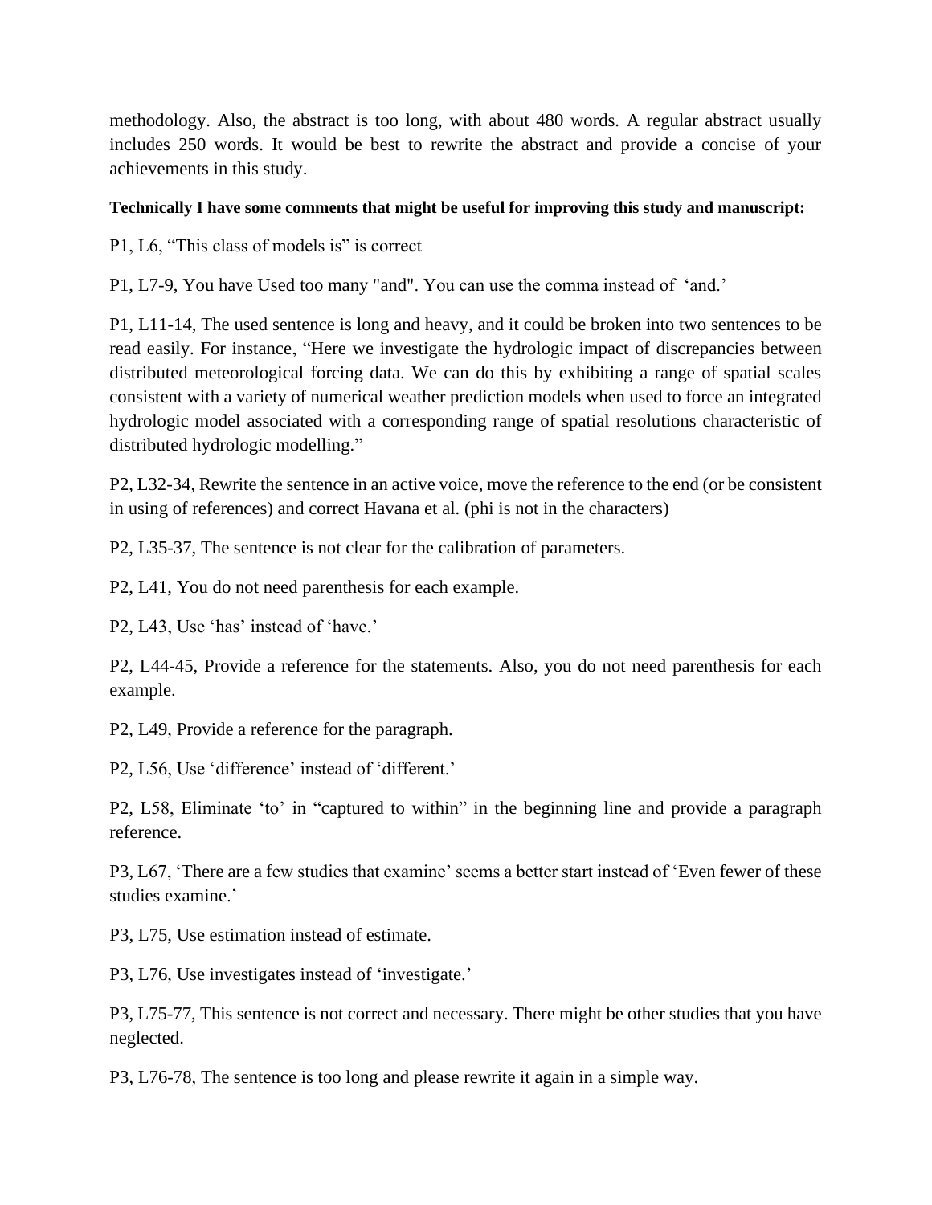methodology. Also, the abstract is too long, with about 480 words. A regular abstract usually includes 250 words. It would be best to rewrite the abstract and provide a concise of your achievements in this study.

**Technically I have some comments that might be useful for improving this study and manuscript:**

P1, L6, "This class of models is" is correct

P1, L7-9, You have Used too many "and". You can use the comma instead of 'and.'

P1, L11-14, The used sentence is long and heavy, and it could be broken into two sentences to be read easily. For instance, "Here we investigate the hydrologic impact of discrepancies between distributed meteorological forcing data. We can do this by exhibiting a range of spatial scales consistent with a variety of numerical weather prediction models when used to force an integrated hydrologic model associated with a corresponding range of spatial resolutions characteristic of distributed hydrologic modelling."

P2, L32-34, Rewrite the sentence in an active voice, move the reference to the end (or be consistent in using of references) and correct Havana et al. (phi is not in the characters)

P2, L35-37, The sentence is not clear for the calibration of parameters.

P2, L41, You do not need parenthesis for each example.

P2, L43, Use 'has' instead of 'have.'

P2, L44-45, Provide a reference for the statements. Also, you do not need parenthesis for each example.

P2, L49, Provide a reference for the paragraph.

P2, L56, Use 'difference' instead of 'different.'

P2, L58, Eliminate 'to' in "captured to within" in the beginning line and provide a paragraph reference.

P3, L67, 'There are a few studies that examine' seems a better start instead of 'Even fewer of these studies examine.'

P3, L75, Use estimation instead of estimate.

P3, L76, Use investigates instead of 'investigate.'

P3, L75-77, This sentence is not correct and necessary. There might be other studies that you have neglected.

P3, L76-78, The sentence is too long and please rewrite it again in a simple way.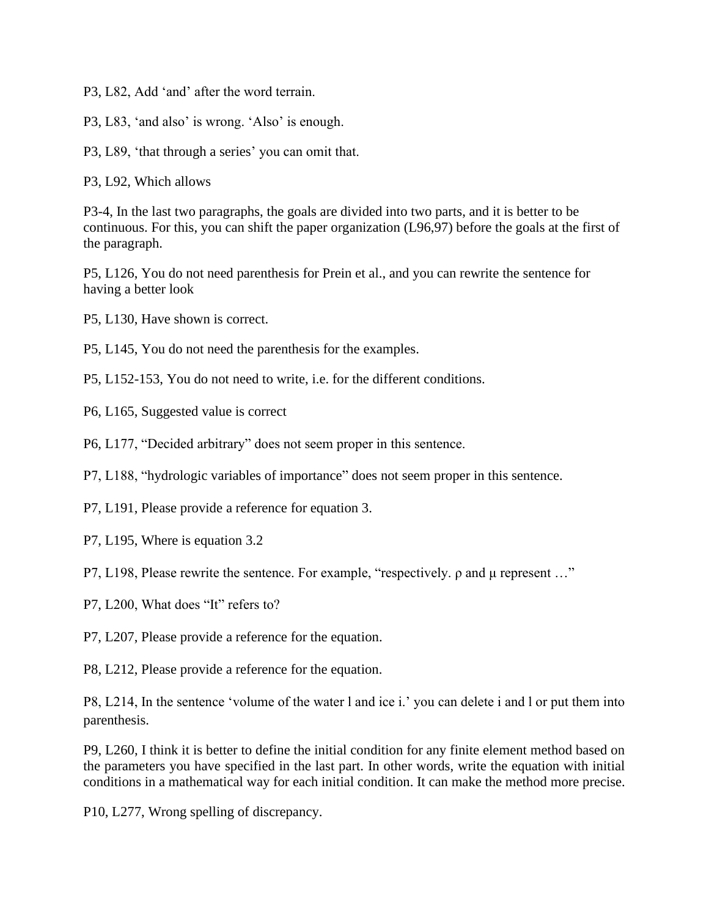P3, L82, Add ‘and’ after the word terrain.

P3, L83, ‘and also’ is wrong. ‘Also’ is enough.

P3, L89, ‘that through a series’ you can omit that.

P3, L92, Which allows

P3-4, In the last two paragraphs, the goals are divided into two parts, and it is better to be continuous. For this, you can shift the paper organization (L96,97) before the goals at the first of the paragraph.

P5, L126, You do not need parenthesis for Prein et al., and you can rewrite the sentence for having a better look

P5, L130, Have shown is correct.

P5, L145, You do not need the parenthesis for the examples.

P5, L152-153, You do not need to write, i.e. for the different conditions.

P6, L165, Suggested value is correct

P6, L177, “Decided arbitrary” does not seem proper in this sentence.

P7, L188, “hydrologic variables of importance” does not seem proper in this sentence.

P7, L191, Please provide a reference for equation 3.

P7, L195, Where is equation 3.2

P7, L198, Please rewrite the sentence. For example, “respectively. ρ and μ represent …”

P7, L200, What does “It” refers to?

P7, L207, Please provide a reference for the equation.

P8, L212, Please provide a reference for the equation.

P8, L214, In the sentence ‘volume of the water l and ice i.’ you can delete i and l or put them into parenthesis.

P9, L260, I think it is better to define the initial condition for any finite element method based on the parameters you have specified in the last part. In other words, write the equation with initial conditions in a mathematical way for each initial condition. It can make the method more precise.

P10, L277, Wrong spelling of discrepancy.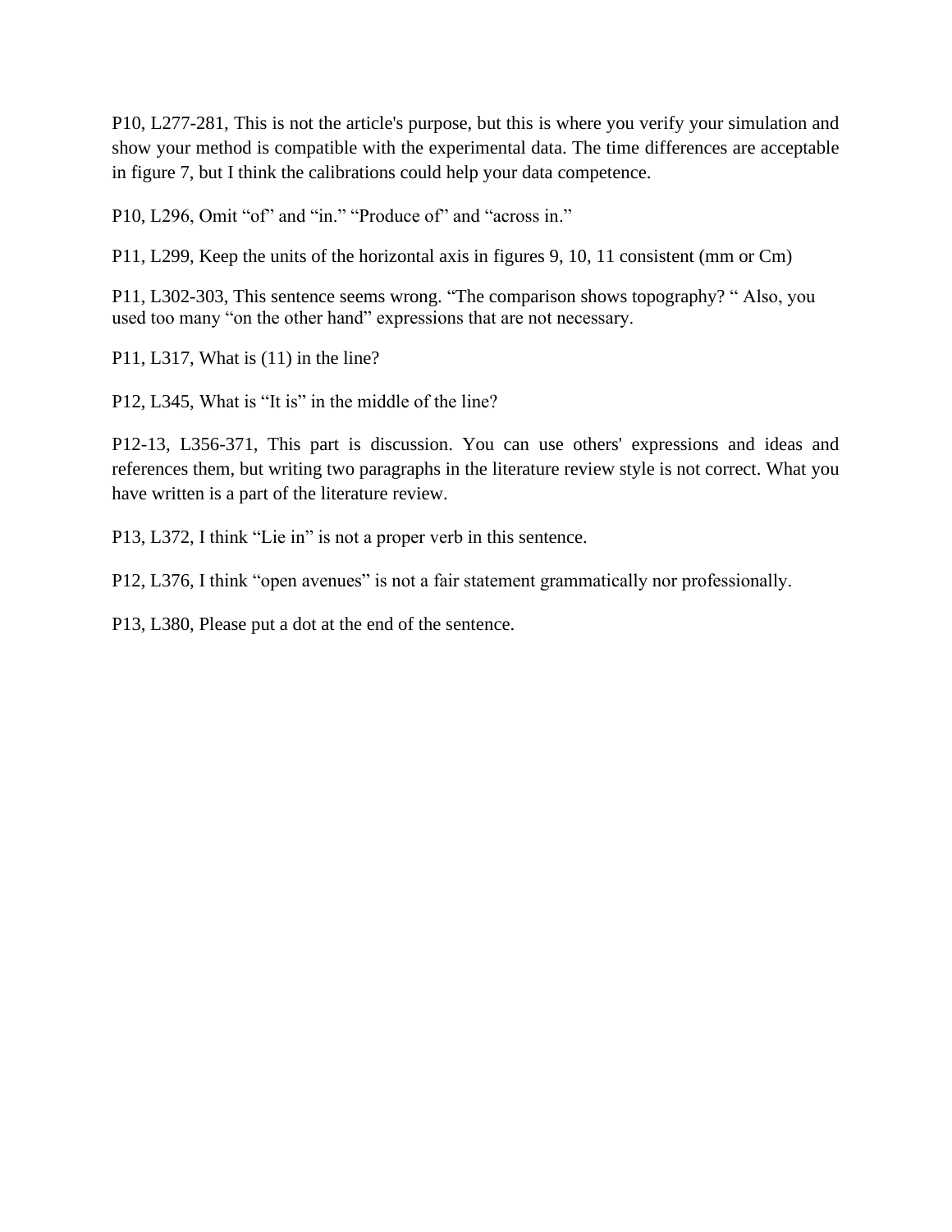P10, L277-281, This is not the article's purpose, but this is where you verify your simulation and show your method is compatible with the experimental data. The time differences are acceptable in figure 7, but I think the calibrations could help your data competence.

P10, L296, Omit “of” and “in.” “Produce of” and “across in.”

P11, L299, Keep the units of the horizontal axis in figures 9, 10, 11 consistent (mm or Cm)

P11, L302-303, This sentence seems wrong. “The comparison shows topography? “ Also, you used too many “on the other hand” expressions that are not necessary.

P11, L317, What is (11) in the line?

P12, L345, What is “It is” in the middle of the line?

P12-13, L356-371, This part is discussion. You can use others' expressions and ideas and references them, but writing two paragraphs in the literature review style is not correct. What you have written is a part of the literature review.

P13, L372, I think “Lie in” is not a proper verb in this sentence.

P12, L376, I think “open avenues” is not a fair statement grammatically nor professionally.

P13, L380, Please put a dot at the end of the sentence.